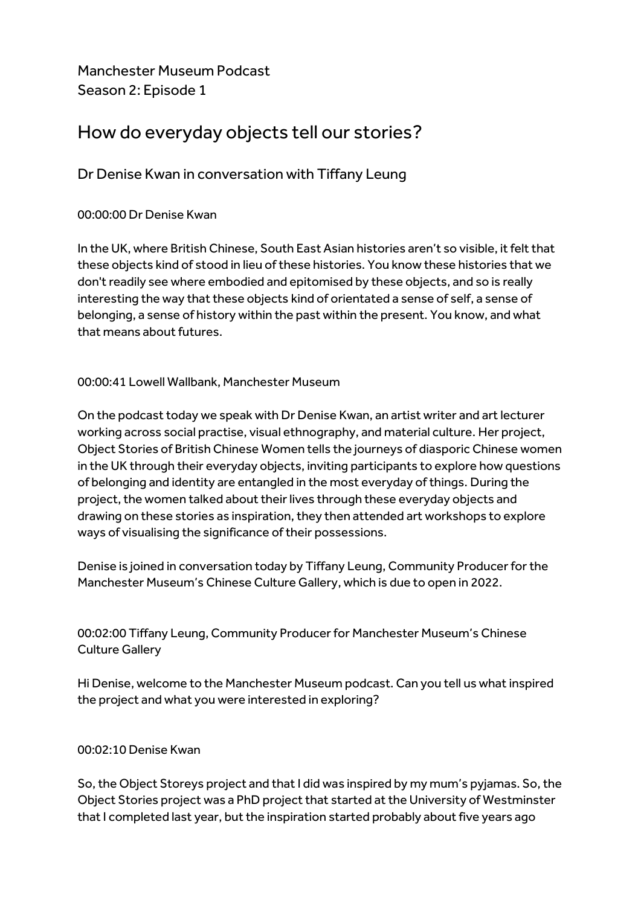Manchester Museum Podcast
Season 2: Episode 1

# How do everyday objects tell our stories?

## Dr Denise Kwan in conversation with Tiffany Leung

00:00:00 Dr Denise Kwan

In the UK, where British Chinese, South East Asian histories aren't so visible, it felt that these objects kind of stood in lieu of these histories. You know these histories that we don't readily see where embodied and epitomised by these objects, and so is really interesting the way that these objects kind of orientated a sense of self, a sense of belonging, a sense of history within the past within the present. You know, and what that means about futures.

00:00:41 Lowell Wallbank, Manchester Museum

On the podcast today we speak with Dr Denise Kwan, an artist writer and art lecturer working across social practise, visual ethnography, and material culture. Her project, Object Stories of British Chinese Women tells the journeys of diasporic Chinese women in the UK through their everyday objects, inviting participants to explore how questions of belonging and identity are entangled in the most everyday of things. During the project, the women talked about their lives through these everyday objects and drawing on these stories as inspiration, they then attended art workshops to explore ways of visualising the significance of their possessions.

Denise is joined in conversation today by Tiffany Leung, Community Producer for the Manchester Museum's Chinese Culture Gallery, which is due to open in 2022.

00:02:00 Tiffany Leung, Community Producer for Manchester Museum's Chinese Culture Gallery

Hi Denise, welcome to the Manchester Museum podcast. Can you tell us what inspired the project and what you were interested in exploring?

00:02:10 Denise Kwan

So, the Object Storeys project and that I did was inspired by my mum's pyjamas. So, the Object Stories project was a PhD project that started at the University of Westminster that I completed last year, but the inspiration started probably about five years ago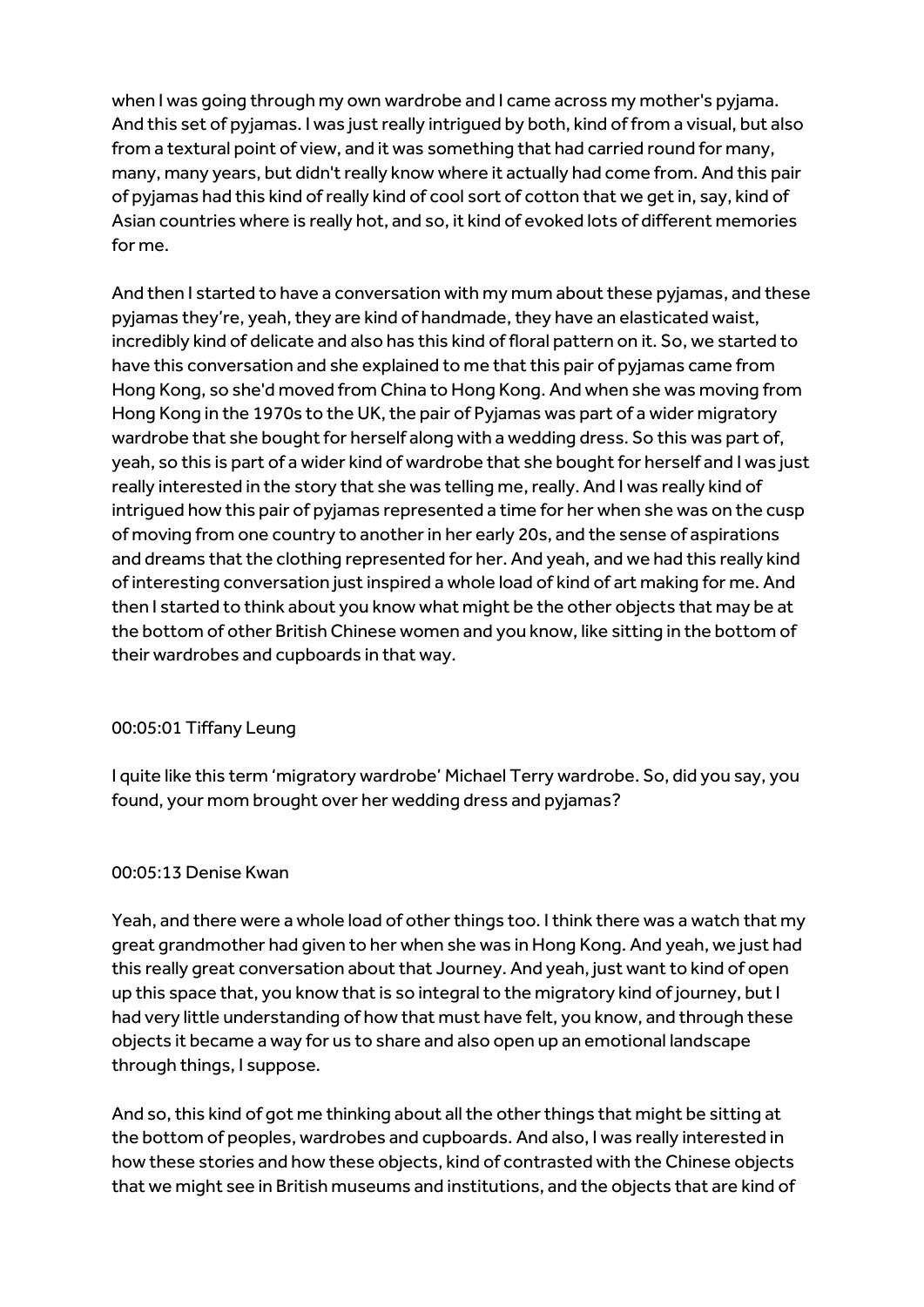when I was going through my own wardrobe and I came across my mother's pyjama. And this set of pyjamas. I was just really intrigued by both, kind of from a visual, but also from a textural point of view, and it was something that had carried round for many, many, many years, but didn't really know where it actually had come from. And this pair of pyjamas had this kind of really kind of cool sort of cotton that we get in, say, kind of Asian countries where is really hot, and so, it kind of evoked lots of different memories for me.

And then I started to have a conversation with my mum about these pyjamas, and these pyjamas they're, yeah, they are kind of handmade, they have an elasticated waist, incredibly kind of delicate and also has this kind of floral pattern on it. So, we started to have this conversation and she explained to me that this pair of pyjamas came from Hong Kong, so she'd moved from China to Hong Kong. And when she was moving from Hong Kong in the 1970s to the UK, the pair of Pyjamas was part of a wider migratory wardrobe that she bought for herself along with a wedding dress. So this was part of, yeah, so this is part of a wider kind of wardrobe that she bought for herself and I was just really interested in the story that she was telling me, really. And I was really kind of intrigued how this pair of pyjamas represented a time for her when she was on the cusp of moving from one country to another in her early 20s, and the sense of aspirations and dreams that the clothing represented for her. And yeah, and we had this really kind of interesting conversation just inspired a whole load of kind of art making for me. And then I started to think about you know what might be the other objects that may be at the bottom of other British Chinese women and you know, like sitting in the bottom of their wardrobes and cupboards in that way.

00:05:01 Tiffany Leung

I quite like this term 'migratory wardrobe' Michael Terry wardrobe. So, did you say, you found, your mom brought over her wedding dress and pyjamas?

00:05:13 Denise Kwan

Yeah, and there were a whole load of other things too. I think there was a watch that my great grandmother had given to her when she was in Hong Kong. And yeah, we just had this really great conversation about that Journey. And yeah, just want to kind of open up this space that, you know that is so integral to the migratory kind of journey, but I had very little understanding of how that must have felt, you know, and through these objects it became a way for us to share and also open up an emotional landscape through things, I suppose.

And so, this kind of got me thinking about all the other things that might be sitting at the bottom of peoples, wardrobes and cupboards. And also, I was really interested in how these stories and how these objects, kind of contrasted with the Chinese objects that we might see in British museums and institutions, and the objects that are kind of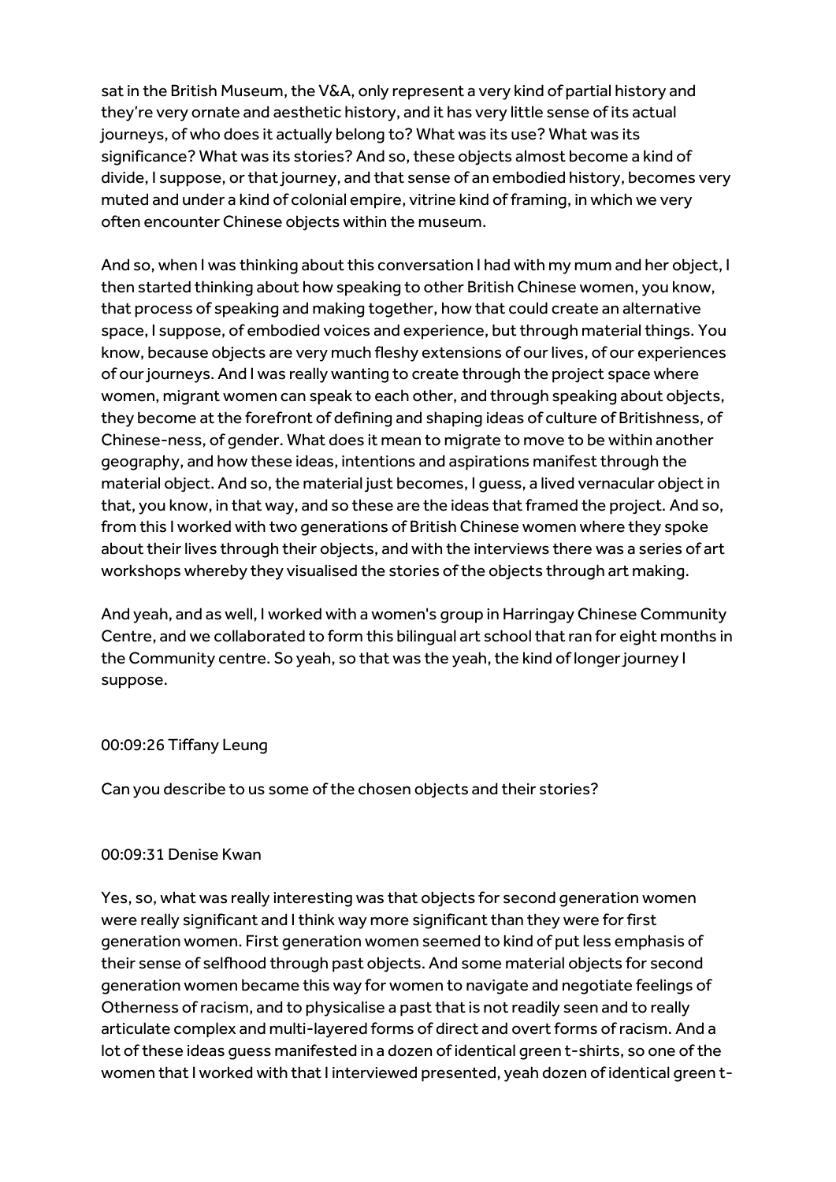sat in the British Museum, the V&A, only represent a very kind of partial history and they're very ornate and aesthetic history, and it has very little sense of its actual journeys, of who does it actually belong to? What was its use? What was its significance? What was its stories? And so, these objects almost become a kind of divide, I suppose, or that journey, and that sense of an embodied history, becomes very muted and under a kind of colonial empire, vitrine kind of framing, in which we very often encounter Chinese objects within the museum.

And so, when I was thinking about this conversation I had with my mum and her object, I then started thinking about how speaking to other British Chinese women, you know, that process of speaking and making together, how that could create an alternative space, I suppose, of embodied voices and experience, but through material things. You know, because objects are very much fleshy extensions of our lives, of our experiences of our journeys. And I was really wanting to create through the project space where women, migrant women can speak to each other, and through speaking about objects, they become at the forefront of defining and shaping ideas of culture of Britishness, of Chinese-ness, of gender. What does it mean to migrate to move to be within another geography, and how these ideas, intentions and aspirations manifest through the material object. And so, the material just becomes, I guess, a lived vernacular object in that, you know, in that way, and so these are the ideas that framed the project. And so, from this I worked with two generations of British Chinese women where they spoke about their lives through their objects, and with the interviews there was a series of art workshops whereby they visualised the stories of the objects through art making.

And yeah, and as well, I worked with a women's group in Harringay Chinese Community Centre, and we collaborated to form this bilingual art school that ran for eight months in the Community centre. So yeah, so that was the yeah, the kind of longer journey I suppose.

00:09:26 Tiffany Leung

Can you describe to us some of the chosen objects and their stories?

00:09:31 Denise Kwan

Yes, so, what was really interesting was that objects for second generation women were really significant and I think way more significant than they were for first generation women. First generation women seemed to kind of put less emphasis of their sense of selfhood through past objects. And some material objects for second generation women became this way for women to navigate and negotiate feelings of Otherness of racism, and to physicalise a past that is not readily seen and to really articulate complex and multi-layered forms of direct and overt forms of racism. And a lot of these ideas guess manifested in a dozen of identical green t-shirts, so one of the women that I worked with that I interviewed presented, yeah dozen of identical green t-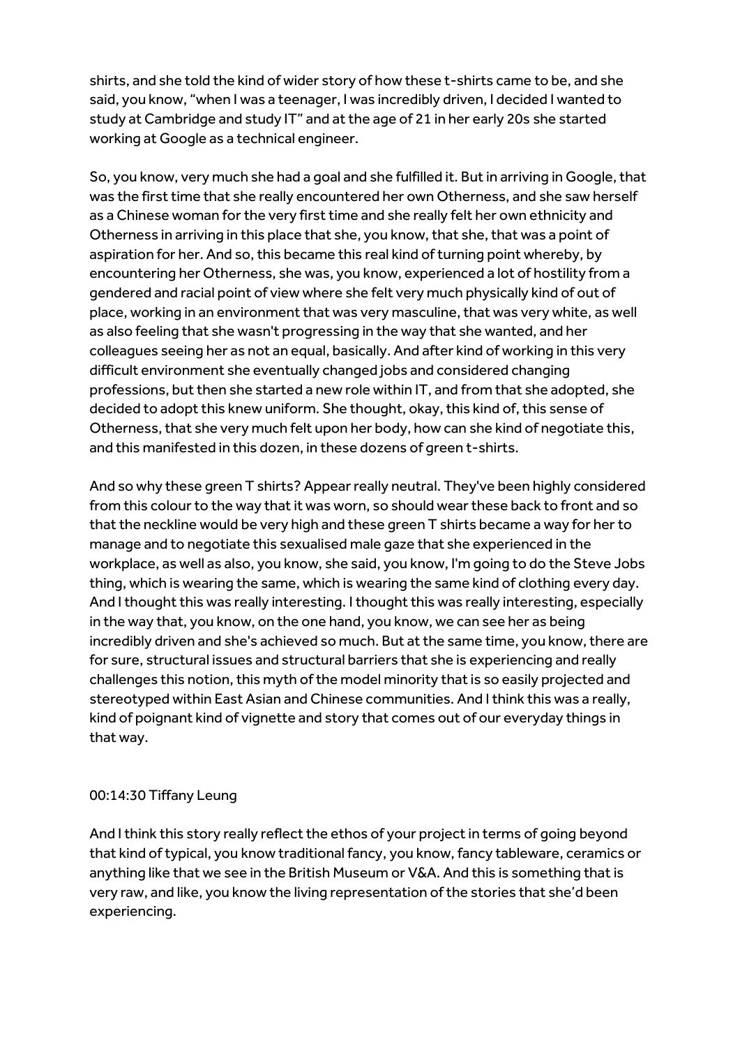shirts, and she told the kind of wider story of how these t-shirts came to be, and she said, you know, "when I was a teenager, I was incredibly driven, I decided I wanted to study at Cambridge and study IT" and at the age of 21 in her early 20s she started working at Google as a technical engineer.

So, you know, very much she had a goal and she fulfilled it. But in arriving in Google, that was the first time that she really encountered her own Otherness, and she saw herself as a Chinese woman for the very first time and she really felt her own ethnicity and Otherness in arriving in this place that she, you know, that she, that was a point of aspiration for her. And so, this became this real kind of turning point whereby, by encountering her Otherness, she was, you know, experienced a lot of hostility from a gendered and racial point of view where she felt very much physically kind of out of place, working in an environment that was very masculine, that was very white, as well as also feeling that she wasn't progressing in the way that she wanted, and her colleagues seeing her as not an equal, basically. And after kind of working in this very difficult environment she eventually changed jobs and considered changing professions, but then she started a new role within IT, and from that she adopted, she decided to adopt this knew uniform. She thought, okay, this kind of, this sense of Otherness, that she very much felt upon her body, how can she kind of negotiate this, and this manifested in this dozen, in these dozens of green t-shirts.

And so why these green T shirts? Appear really neutral. They've been highly considered from this colour to the way that it was worn, so should wear these back to front and so that the neckline would be very high and these green T shirts became a way for her to manage and to negotiate this sexualised male gaze that she experienced in the workplace, as well as also, you know, she said, you know, I'm going to do the Steve Jobs thing, which is wearing the same, which is wearing the same kind of clothing every day. And I thought this was really interesting. I thought this was really interesting, especially in the way that, you know, on the one hand, you know, we can see her as being incredibly driven and she's achieved so much. But at the same time, you know, there are for sure, structural issues and structural barriers that she is experiencing and really challenges this notion, this myth of the model minority that is so easily projected and stereotyped within East Asian and Chinese communities. And I think this was a really, kind of poignant kind of vignette and story that comes out of our everyday things in that way.

00:14:30 Tiffany Leung

And I think this story really reflect the ethos of your project in terms of going beyond that kind of typical, you know traditional fancy, you know, fancy tableware, ceramics or anything like that we see in the British Museum or V&A. And this is something that is very raw, and like, you know the living representation of the stories that she'd been experiencing.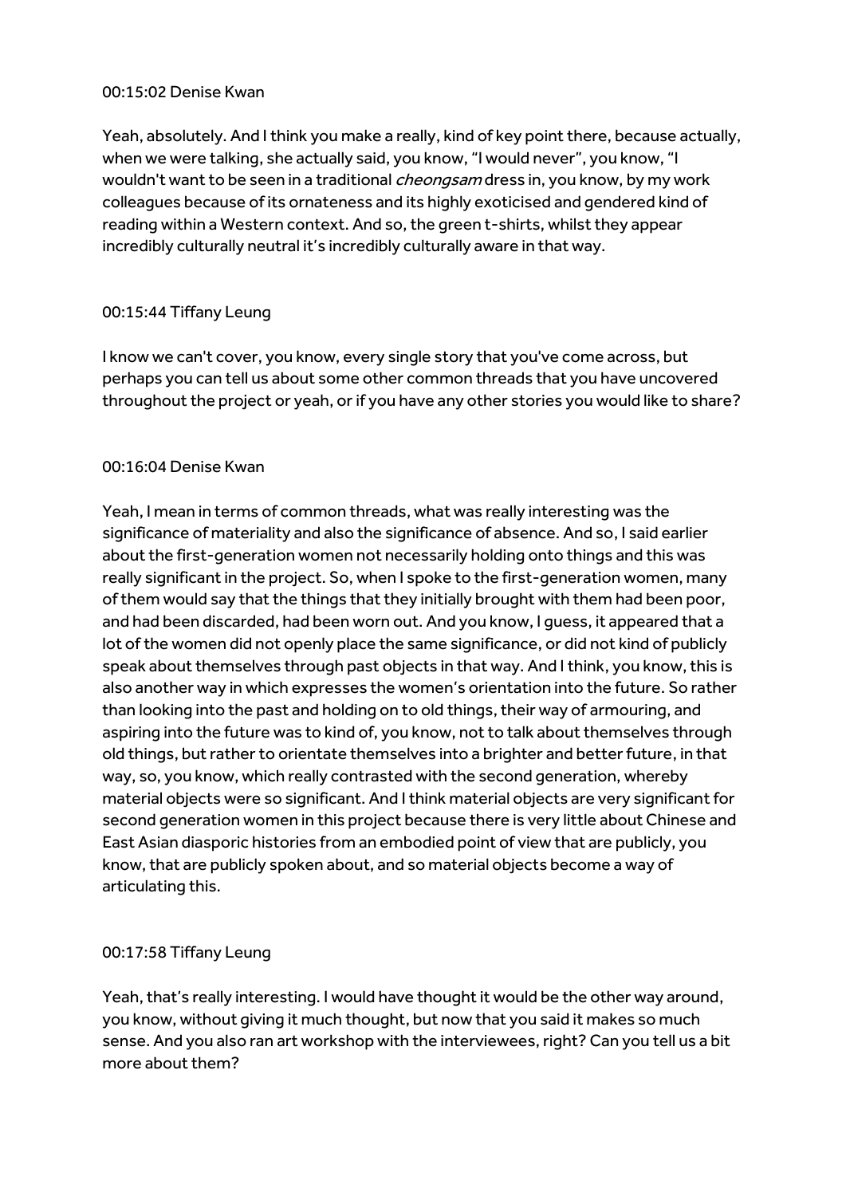00:15:02 Denise Kwan

Yeah, absolutely. And I think you make a really, kind of key point there, because actually, when we were talking, she actually said, you know, "I would never", you know, "I wouldn't want to be seen in a traditional *cheongsam* dress in, you know, by my work colleagues because of its ornateness and its highly exoticised and gendered kind of reading within a Western context. And so, the green t-shirts, whilst they appear incredibly culturally neutral it's incredibly culturally aware in that way.

00:15:44 Tiffany Leung

I know we can't cover, you know, every single story that you've come across, but perhaps you can tell us about some other common threads that you have uncovered throughout the project or yeah, or if you have any other stories you would like to share?

00:16:04 Denise Kwan

Yeah, I mean in terms of common threads, what was really interesting was the significance of materiality and also the significance of absence. And so, I said earlier about the first-generation women not necessarily holding onto things and this was really significant in the project. So, when I spoke to the first-generation women, many of them would say that the things that they initially brought with them had been poor, and had been discarded, had been worn out. And you know, I guess, it appeared that a lot of the women did not openly place the same significance, or did not kind of publicly speak about themselves through past objects in that way. And I think, you know, this is also another way in which expresses the women's orientation into the future. So rather than looking into the past and holding on to old things, their way of armouring, and aspiring into the future was to kind of, you know, not to talk about themselves through old things, but rather to orientate themselves into a brighter and better future, in that way, so, you know, which really contrasted with the second generation, whereby material objects were so significant. And I think material objects are very significant for second generation women in this project because there is very little about Chinese and East Asian diasporic histories from an embodied point of view that are publicly, you know, that are publicly spoken about, and so material objects become a way of articulating this.

00:17:58 Tiffany Leung

Yeah, that's really interesting. I would have thought it would be the other way around, you know, without giving it much thought, but now that you said it makes so much sense. And you also ran art workshop with the interviewees, right? Can you tell us a bit more about them?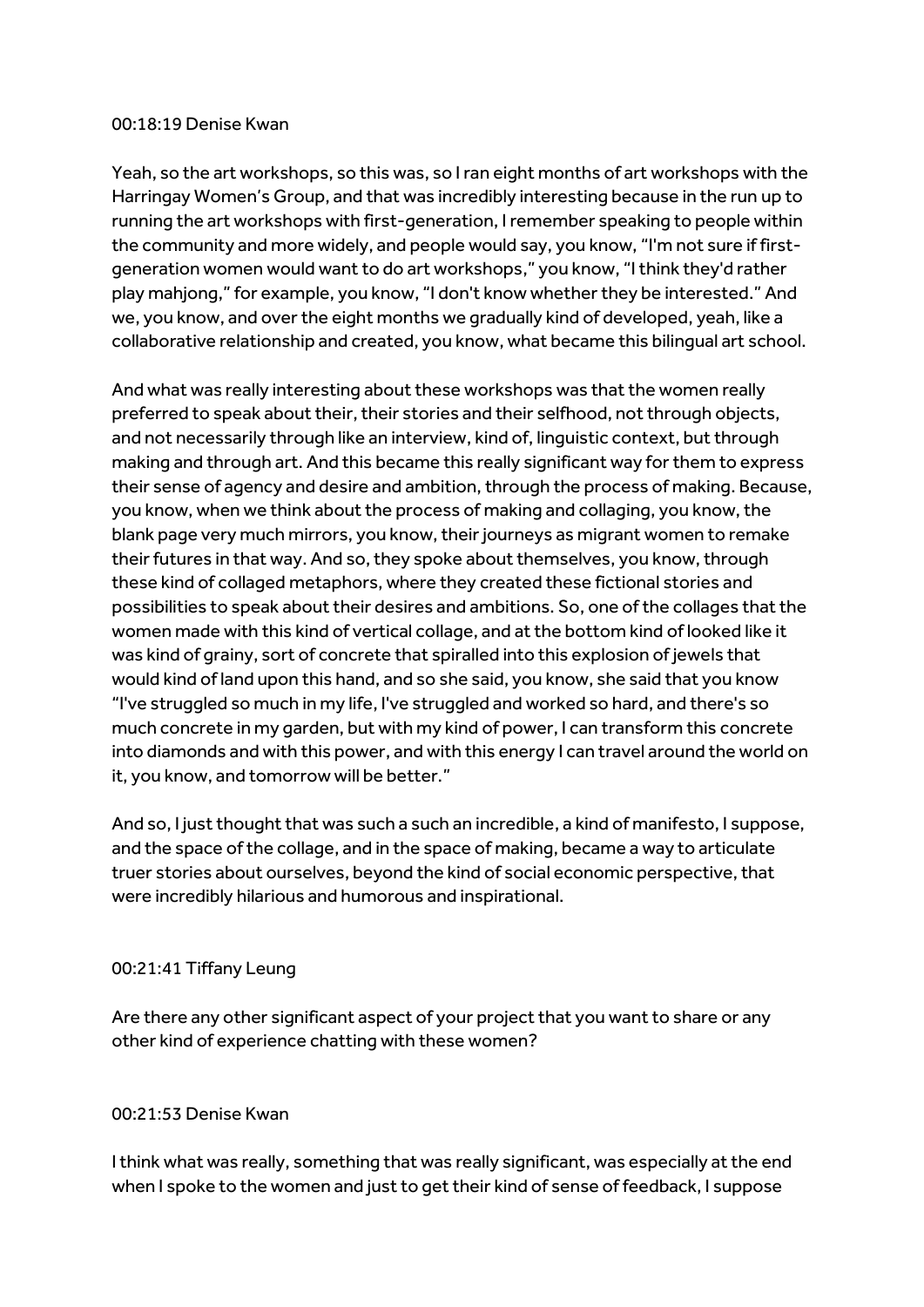00:18:19 Denise Kwan

Yeah, so the art workshops, so this was, so I ran eight months of art workshops with the Harringay Women's Group, and that was incredibly interesting because in the run up to running the art workshops with first-generation, I remember speaking to people within the community and more widely, and people would say, you know, "I'm not sure if first-generation women would want to do art workshops," you know, "I think they'd rather play mahjong," for example, you know, "I don't know whether they be interested." And we, you know, and over the eight months we gradually kind of developed, yeah, like a collaborative relationship and created, you know, what became this bilingual art school.

And what was really interesting about these workshops was that the women really preferred to speak about their, their stories and their selfhood, not through objects, and not necessarily through like an interview, kind of, linguistic context, but through making and through art. And this became this really significant way for them to express their sense of agency and desire and ambition, through the process of making. Because, you know, when we think about the process of making and collaging, you know, the blank page very much mirrors, you know, their journeys as migrant women to remake their futures in that way. And so, they spoke about themselves, you know, through these kind of collaged metaphors, where they created these fictional stories and possibilities to speak about their desires and ambitions. So, one of the collages that the women made with this kind of vertical collage, and at the bottom kind of looked like it was kind of grainy, sort of concrete that spiralled into this explosion of jewels that would kind of land upon this hand, and so she said, you know, she said that you know "I've struggled so much in my life, I've struggled and worked so hard, and there's so much concrete in my garden, but with my kind of power, I can transform this concrete into diamonds and with this power, and with this energy I can travel around the world on it, you know, and tomorrow will be better."

And so, I just thought that was such a such an incredible, a kind of manifesto, I suppose, and the space of the collage, and in the space of making, became a way to articulate truer stories about ourselves, beyond the kind of social economic perspective, that were incredibly hilarious and humorous and inspirational.

00:21:41 Tiffany Leung

Are there any other significant aspect of your project that you want to share or any other kind of experience chatting with these women?

00:21:53 Denise Kwan

I think what was really, something that was really significant, was especially at the end when I spoke to the women and just to get their kind of sense of feedback, I suppose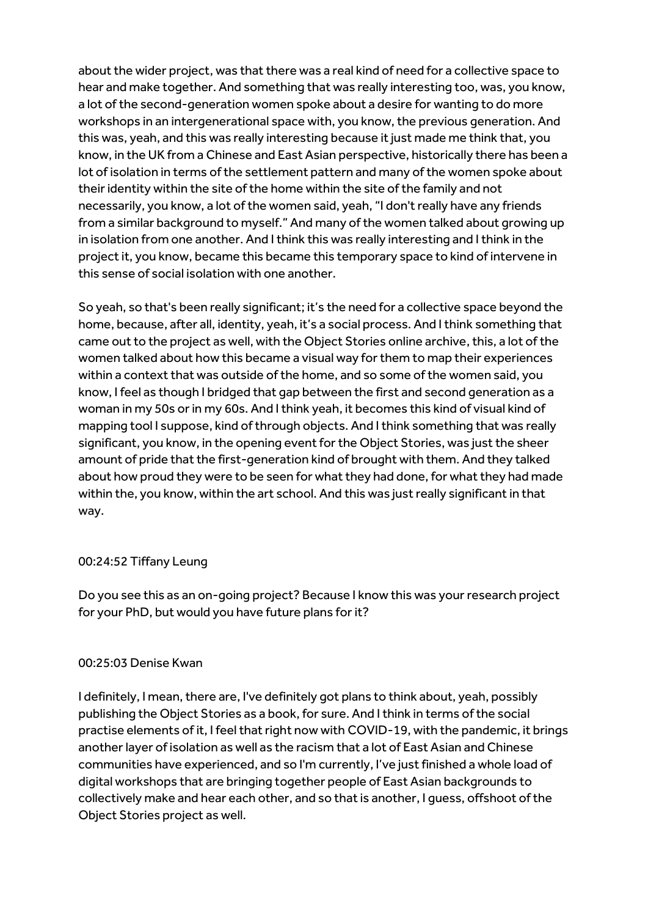about the wider project, was that there was a real kind of need for a collective space to hear and make together. And something that was really interesting too, was, you know, a lot of the second-generation women spoke about a desire for wanting to do more workshops in an intergenerational space with, you know, the previous generation. And this was, yeah, and this was really interesting because it just made me think that, you know, in the UK from a Chinese and East Asian perspective, historically there has been a lot of isolation in terms of the settlement pattern and many of the women spoke about their identity within the site of the home within the site of the family and not necessarily, you know, a lot of the women said, yeah, "I don't really have any friends from a similar background to myself." And many of the women talked about growing up in isolation from one another. And I think this was really interesting and I think in the project it, you know, became this became this temporary space to kind of intervene in this sense of social isolation with one another.

So yeah, so that's been really significant; it's the need for a collective space beyond the home, because, after all, identity, yeah, it's a social process. And I think something that came out to the project as well, with the Object Stories online archive, this, a lot of the women talked about how this became a visual way for them to map their experiences within a context that was outside of the home, and so some of the women said, you know, I feel as though I bridged that gap between the first and second generation as a woman in my 50s or in my 60s. And I think yeah, it becomes this kind of visual kind of mapping tool I suppose, kind of through objects. And I think something that was really significant, you know, in the opening event for the Object Stories, was just the sheer amount of pride that the first-generation kind of brought with them. And they talked about how proud they were to be seen for what they had done, for what they had made within the, you know, within the art school. And this was just really significant in that way.

00:24:52 Tiffany Leung

Do you see this as an on-going project? Because I know this was your research project for your PhD, but would you have future plans for it?

00:25:03 Denise Kwan

I definitely, I mean, there are, I've definitely got plans to think about, yeah, possibly publishing the Object Stories as a book, for sure. And I think in terms of the social practise elements of it, I feel that right now with COVID-19, with the pandemic, it brings another layer of isolation as well as the racism that a lot of East Asian and Chinese communities have experienced, and so I'm currently, I've just finished a whole load of digital workshops that are bringing together people of East Asian backgrounds to collectively make and hear each other, and so that is another, I guess, offshoot of the Object Stories project as well.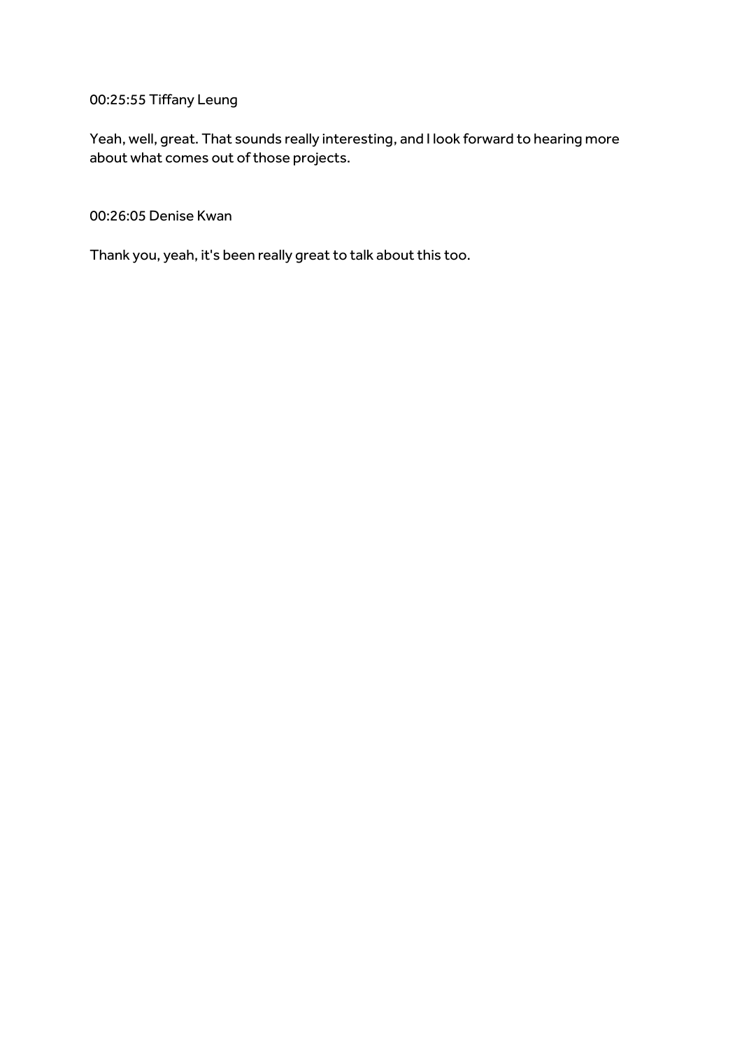00:25:55 Tiffany Leung

Yeah, well, great. That sounds really interesting, and I look forward to hearing more about what comes out of those projects.

00:26:05 Denise Kwan

Thank you, yeah, it's been really great to talk about this too.